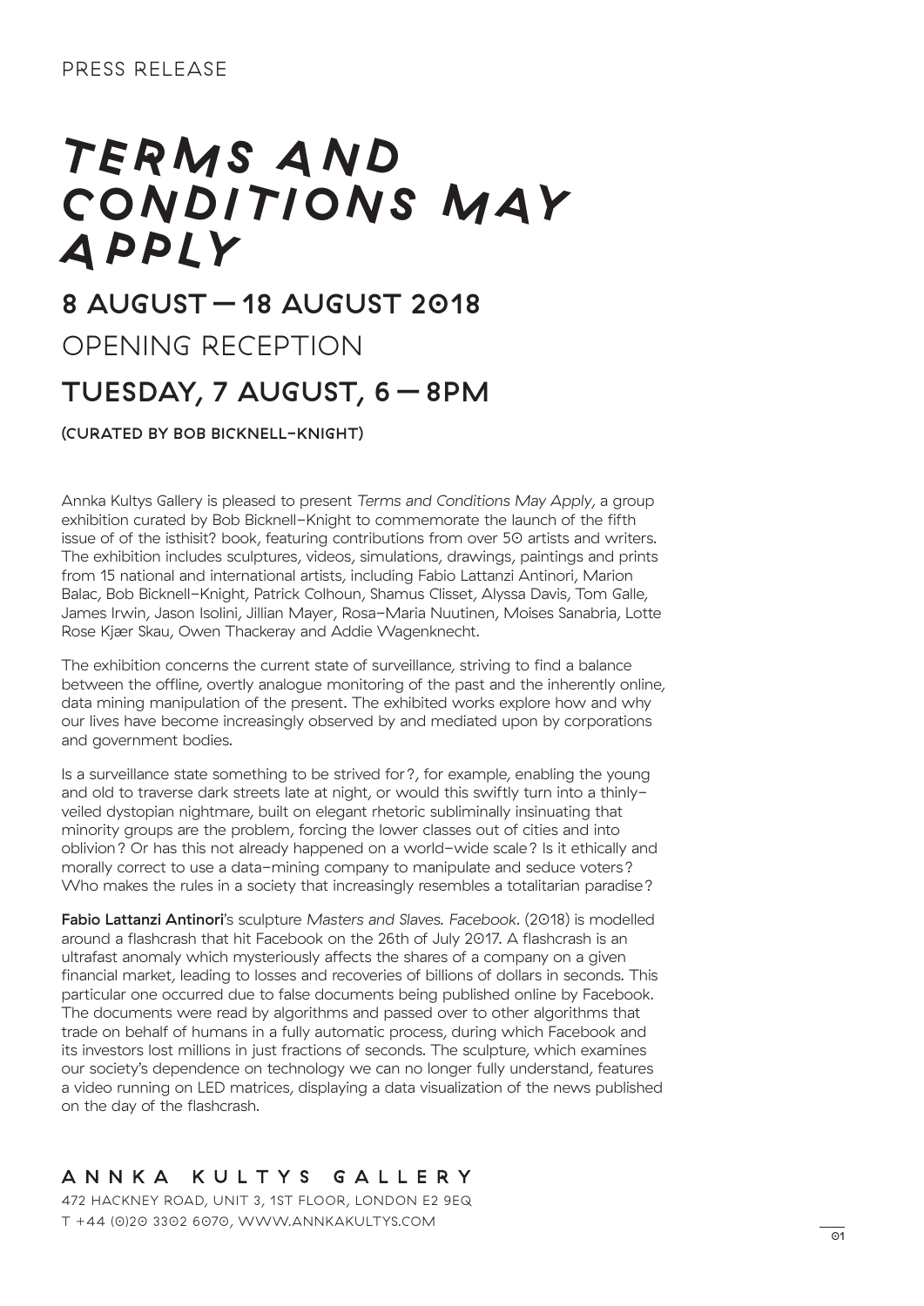PRESS RELEASE

# *TERMS AND CONDITIONS MAY APPLY*

## 8 AUGUST — 18 AUGUST 2018

## OPENING RECEPTION

## TUESDAY, 7 AUGUST, 6 — 8PM

**(CURATED BY BOB BICKNELL-KNIGHT)**

Annka Kultys Gallery is pleased to present *Terms and Conditions May Apply*, a group exhibition curated by Bob Bicknell-Knight to commemorate the launch of the fifth issue of of the isthisit? book, featuring contributions from over 50 artists and writers. The exhibition includes sculptures, videos, simulations, drawings, paintings and prints from 15 national and international artists, including Fabio Lattanzi Antinori, Marion Balac, Bob Bicknell-Knight, Patrick Colhoun, Shamus Clisset, Alyssa Davis, Tom Galle, James Irwin, Jason Isolini, Jillian Mayer, Rosa-Maria Nuutinen, Moises Sanabria, Lotte Rose Kjær Skau, Owen Thackeray and Addie Wagenknecht.

The exhibition concerns the current state of surveillance, striving to find a balance between the offline, overtly analogue monitoring of the past and the inherently online, data mining manipulation of the present. The exhibited works explore how and why our lives have become increasingly observed by and mediated upon by corporations and government bodies.

Is a surveillance state something to be strived for?, for example, enabling the young and old to traverse dark streets late at night, or would this swiftly turn into a thinly-veiled dystopian nightmare, built on elegant rhetoric subliminally insinuating that minority groups are the problem, forcing the lower classes out of cities and into oblivion? Or has this not already happened on a world-wide scale? Is it ethically and morally correct to use a data-mining company to manipulate and seduce voters? Who makes the rules in a society that increasingly resembles a totalitarian paradise?

**Fabio Lattanzi Antinori**'s sculpture *Masters and Slaves. Facebook.* (2018) is modelled around a flashcrash that hit Facebook on the 26th of July 2017. A flashcrash is an ultrafast anomaly which mysteriously affects the shares of a company on a given financial market, leading to losses and recoveries of billions of dollars in seconds. This particular one occurred due to false documents being published online by Facebook. The documents were read by algorithms and passed over to other algorithms that trade on behalf of humans in a fully automatic process, during which Facebook and its investors lost millions in just fractions of seconds. The sculpture, which examines our society's dependence on technology we can no longer fully understand, features a video running on LED matrices, displaying a data visualization of the news published on the day of the flashcrash.

ANNKA KULTYS GALLERY

472 HACKNEY ROAD, UNIT 3, 1ST FLOOR, LONDON E2 9EQ
T +44 (0)20 3302 6070, WWW.ANNKAKULTYS.COM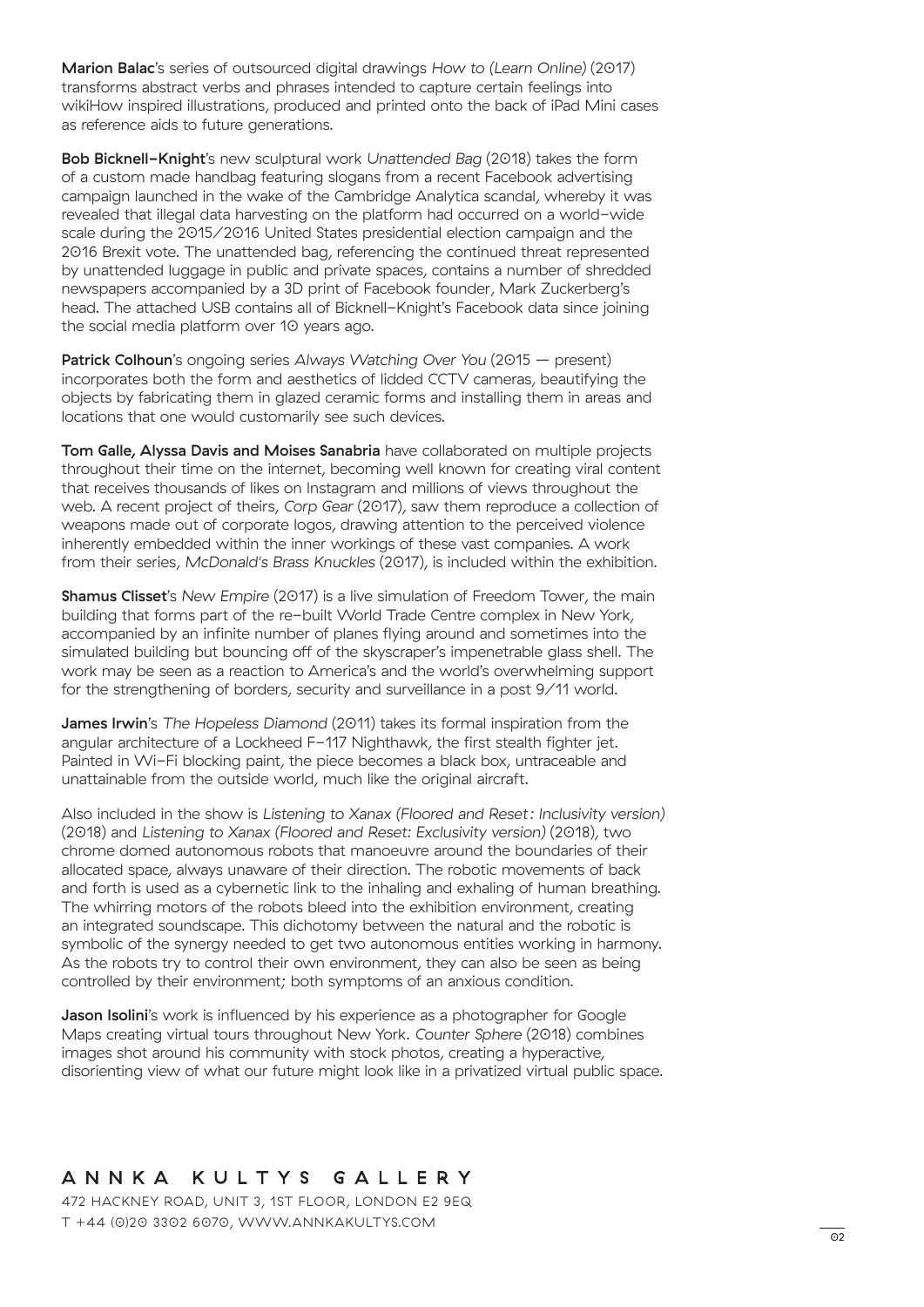**Marion Balac**'s series of outsourced digital drawings *How to (Learn Online)* (2017) transforms abstract verbs and phrases intended to capture certain feelings into wikiHow inspired illustrations, produced and printed onto the back of iPad Mini cases as reference aids to future generations.

**Bob Bicknell-Knight**'s new sculptural work *Unattended Bag* (2018) takes the form of a custom made handbag featuring slogans from a recent Facebook advertising campaign launched in the wake of the Cambridge Analytica scandal, whereby it was revealed that illegal data harvesting on the platform had occurred on a world-wide scale during the 2015/2016 United States presidential election campaign and the 2016 Brexit vote. The unattended bag, referencing the continued threat represented by unattended luggage in public and private spaces, contains a number of shredded newspapers accompanied by a 3D print of Facebook founder, Mark Zuckerberg's head. The attached USB contains all of Bicknell-Knight's Facebook data since joining the social media platform over 10 years ago.

**Patrick Colhoun**'s ongoing series *Always Watching Over You* (2015 — present) incorporates both the form and aesthetics of lidded CCTV cameras, beautifying the objects by fabricating them in glazed ceramic forms and installing them in areas and locations that one would customarily see such devices.

**Tom Galle, Alyssa Davis and Moises Sanabria** have collaborated on multiple projects throughout their time on the internet, becoming well known for creating viral content that receives thousands of likes on Instagram and millions of views throughout the web. A recent project of theirs, *Corp Gear* (2017), saw them reproduce a collection of weapons made out of corporate logos, drawing attention to the perceived violence inherently embedded within the inner workings of these vast companies. A work from their series, *McDonald's Brass Knuckles* (2017), is included within the exhibition.

**Shamus Clisset**'s *New Empire* (2017) is a live simulation of Freedom Tower, the main building that forms part of the re-built World Trade Centre complex in New York, accompanied by an infinite number of planes flying around and sometimes into the simulated building but bouncing off of the skyscraper's impenetrable glass shell. The work may be seen as a reaction to America's and the world's overwhelming support for the strengthening of borders, security and surveillance in a post 9/11 world.

**James Irwin**'s *The Hopeless Diamond* (2011) takes its formal inspiration from the angular architecture of a Lockheed F-117 Nighthawk, the first stealth fighter jet. Painted in Wi-Fi blocking paint, the piece becomes a black box, untraceable and unattainable from the outside world, much like the original aircraft.

Also included in the show is *Listening to Xanax (Floored and Reset: Inclusivity version)* (2018) and *Listening to Xanax (Floored and Reset: Exclusivity version)* (2018), two chrome domed autonomous robots that manoeuvre around the boundaries of their allocated space, always unaware of their direction. The robotic movements of back and forth is used as a cybernetic link to the inhaling and exhaling of human breathing. The whirring motors of the robots bleed into the exhibition environment, creating an integrated soundscape. This dichotomy between the natural and the robotic is symbolic of the synergy needed to get two autonomous entities working in harmony. As the robots try to control their own environment, they can also be seen as being controlled by their environment; both symptoms of an anxious condition.

**Jason Isolini**'s work is influenced by his experience as a photographer for Google Maps creating virtual tours throughout New York. *Counter Sphere* (2018) combines images shot around his community with stock photos, creating a hyperactive, disorienting view of what our future might look like in a privatized virtual public space.

ANNKA KULTYS GALLERY
472 HACKNEY ROAD, UNIT 3, 1ST FLOOR, LONDON E2 9EQ
T +44 (0)20 3302 6070, WWW.ANNKAKULTYS.COM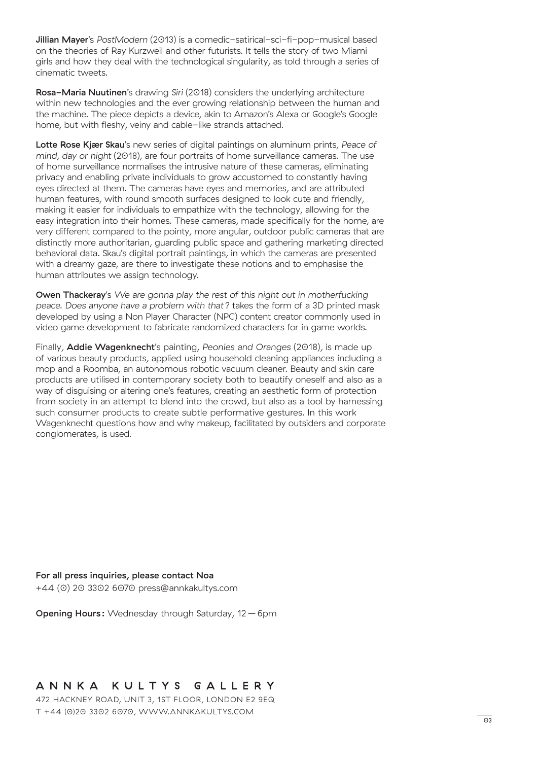**Jillian Mayer**'s *PostModern* (2013) is a comedic–satirical–sci–fi–pop–musical based on the theories of Ray Kurzweil and other futurists. It tells the story of two Miami girls and how they deal with the technological singularity, as told through a series of cinematic tweets.

**Rosa–Maria Nuutinen**'s drawing *Siri* (2018) considers the underlying architecture within new technologies and the ever growing relationship between the human and the machine. The piece depicts a device, akin to Amazon's Alexa or Google's Google home, but with fleshy, veiny and cable–like strands attached.

**Lotte Rose Kjær Skau**'s new series of digital paintings on aluminum prints, *Peace of mind, day or night* (2018), are four portraits of home surveillance cameras. The use of home surveillance normalises the intrusive nature of these cameras, eliminating privacy and enabling private individuals to grow accustomed to constantly having eyes directed at them. The cameras have eyes and memories, and are attributed human features, with round smooth surfaces designed to look cute and friendly, making it easier for individuals to empathize with the technology, allowing for the easy integration into their homes. These cameras, made specifically for the home, are very different compared to the pointy, more angular, outdoor public cameras that are distinctly more authoritarian, guarding public space and gathering marketing directed behavioral data. Skau's digital portrait paintings, in which the cameras are presented with a dreamy gaze, are there to investigate these notions and to emphasise the human attributes we assign technology.

**Owen Thackeray**'s *We are gonna play the rest of this night out in motherfucking peace. Does anyone have a problem with that?* takes the form of a 3D printed mask developed by using a Non Player Character (NPC) content creator commonly used in video game development to fabricate randomized characters for in game worlds.

Finally, **Addie Wagenknecht**'s painting, *Peonies and Oranges* (2018), is made up of various beauty products, applied using household cleaning appliances including a mop and a Roomba, an autonomous robotic vacuum cleaner. Beauty and skin care products are utilised in contemporary society both to beautify oneself and also as a way of disguising or altering one's features, creating an aesthetic form of protection from society in an attempt to blend into the crowd, but also as a tool by harnessing such consumer products to create subtle performative gestures. In this work Wagenknecht questions how and why makeup, facilitated by outsiders and corporate conglomerates, is used.

**For all press inquiries, please contact Noa**
+44 (0) 20 3302 6070 press@annkakultys.com

**Opening Hours:** Wednesday through Saturday, 12 — 6pm

ANNKA KULTYS GALLERY
472 HACKNEY ROAD, UNIT 3, 1ST FLOOR, LONDON E2 9EQ
T +44 (0)20 3302 6070, WWW.ANNKAKULTYS.COM